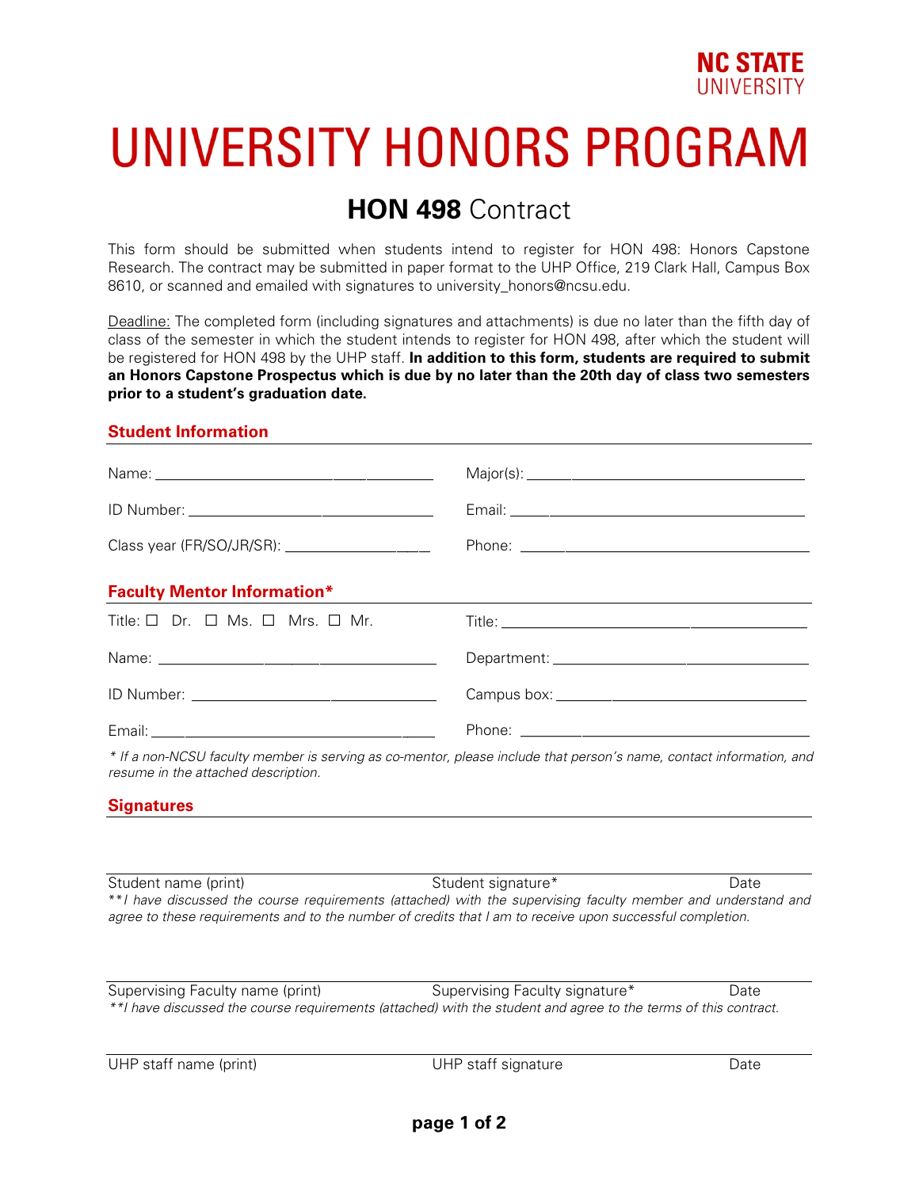NC STATE UNIVERSITY

# UNIVERSITY HONORS PROGRAM

## **HON 498** Contract

This form should be submitted when students intend to register for HON 498: Honors Capstone Research. The contract may be submitted in paper format to the UHP Office, 219 Clark Hall, Campus Box 8610, or scanned and emailed with signatures to university_honors@ncsu.edu.

Deadline: The completed form (including signatures and attachments) is due no later than the fifth day of class of the semester in which the student intends to register for HON 498, after which the student will be registered for HON 498 by the UHP staff. **In addition to this form, students are required to submit an Honors Capstone Prospectus which is due by no later than the 20th day of class two semesters prior to a student's graduation date.**

### Student Information

Name: ______________________________ Major(s): ______________________________

ID Number: ______________________________ Email: ______________________________

Class year (FR/SO/JR/SR): ________________ Phone: ______________________________

### Faculty Mentor Information*

Title: ☐ Dr. ☐ Ms. ☐ Mrs. ☐ Mr. Title: ______________________________

Name: ______________________________ Department: ______________________________

ID Number: ______________________________ Campus box: ______________________________

Email: ______________________________ Phone: ______________________________

*\* If a non-NCSU faculty member is serving as co-mentor, please include that person's name, contact information, and resume in the attached description.*

### Signatures

______________________________________________________________________

Student name (print) Student signature* Date

*\*\*I have discussed the course requirements (attached) with the supervising faculty member and understand and agree to these requirements and to the number of credits that I am to receive upon successful completion.*

______________________________________________________________________

Supervising Faculty name (print) Supervising Faculty signature* Date

*\*\*I have discussed the course requirements (attached) with the student and agree to the terms of this contract.*

______________________________________________________________________

UHP staff name (print) UHP staff signature Date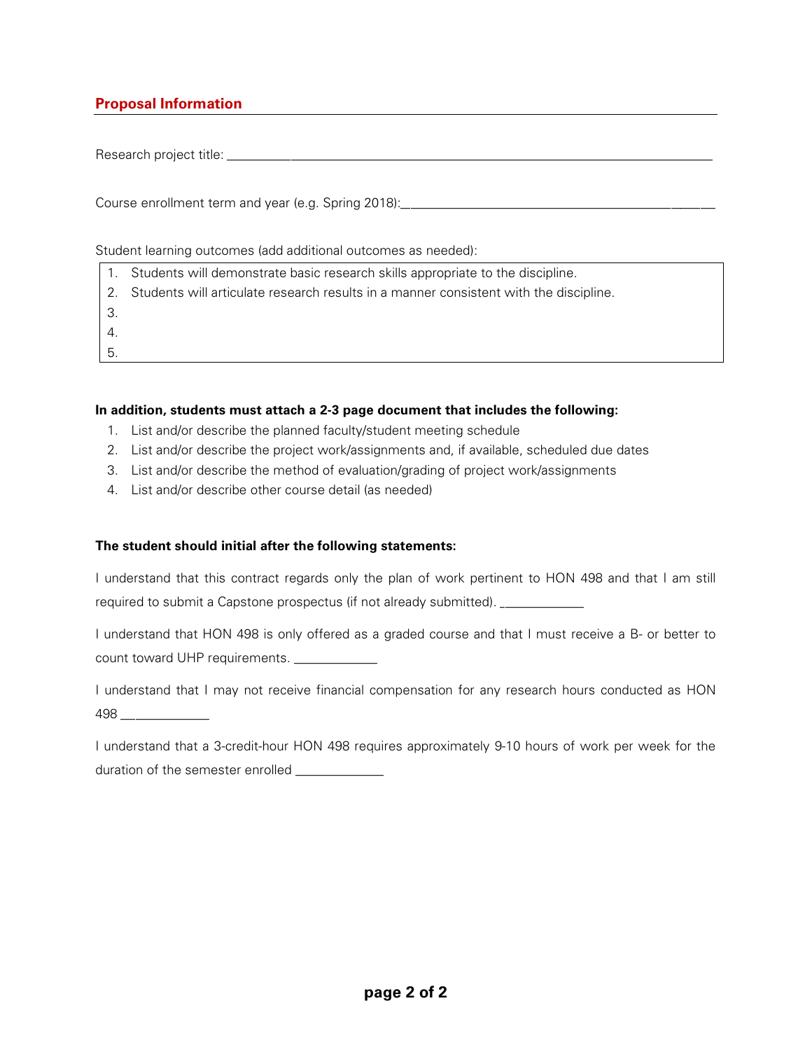## Proposal Information

Research project title: ____________________________________________________________________

Course enrollment term and year (e.g. Spring 2018):_______________________________________________

Student learning outcomes (add additional outcomes as needed):

| |
|---|
| 1. Students will demonstrate basic research skills appropriate to the discipline. |
| 2. Students will articulate research results in a manner consistent with the discipline. |
| 3. |
| 4. |
| 5. |

**In addition, students must attach a 2-3 page document that includes the following:**

1. List and/or describe the planned faculty/student meeting schedule
2. List and/or describe the project work/assignments and, if available, scheduled due dates
3. List and/or describe the method of evaluation/grading of project work/assignments
4. List and/or describe other course detail (as needed)

**The student should initial after the following statements:**

I understand that this contract regards only the plan of work pertinent to HON 498 and that I am still required to submit a Capstone prospectus (if not already submitted). ____________

I understand that HON 498 is only offered as a graded course and that I must receive a B- or better to count toward UHP requirements. ____________

I understand that I may not receive financial compensation for any research hours conducted as HON 498 ____________

I understand that a 3-credit-hour HON 498 requires approximately 9-10 hours of work per week for the duration of the semester enrolled ____________